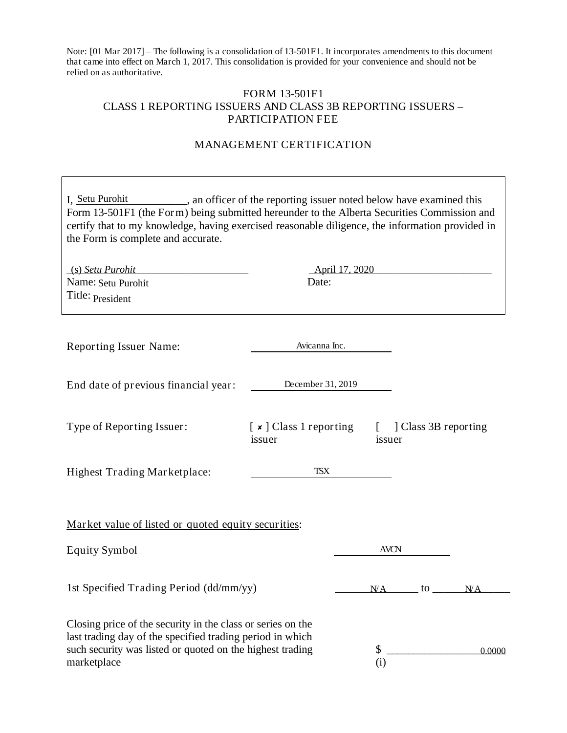Note: [01 Mar 2017] – The following is a consolidation of 13-501F1. It incorporates amendments to this document that came into effect on March 1, 2017. This consolidation is provided for your convenience and should not be relied on as authoritative.

# FORM 13-501F1
## CLASS 1 REPORTING ISSUERS AND CLASS 3B REPORTING ISSUERS – PARTICIPATION FEE

## MANAGEMENT CERTIFICATION

I, Setu Purohit, an officer of the reporting issuer noted below have examined this Form 13-501F1 (the Form) being submitted hereunder to the Alberta Securities Commission and certify that to my knowledge, having exercised reasonable diligence, the information provided in the Form is complete and accurate.

(s) *Setu Purohit*
Name: Setu Purohit
Title: President

April 17, 2020
Date:

Reporting Issuer Name: Avicanna Inc.

End date of previous financial year: December 31, 2019

Type of Reporting Issuer: [ x ] Class 1 reporting issuer [ ] Class 3B reporting issuer

Highest Trading Marketplace: TSX

Market value of listed or quoted equity securities:

Equity Symbol: AVCN

1st Specified Trading Period (dd/mm/yy): N/A to N/A

Closing price of the security in the class or series on the last trading day of the specified trading period in which such security was listed or quoted on the highest trading marketplace: $ 0.0000 (i)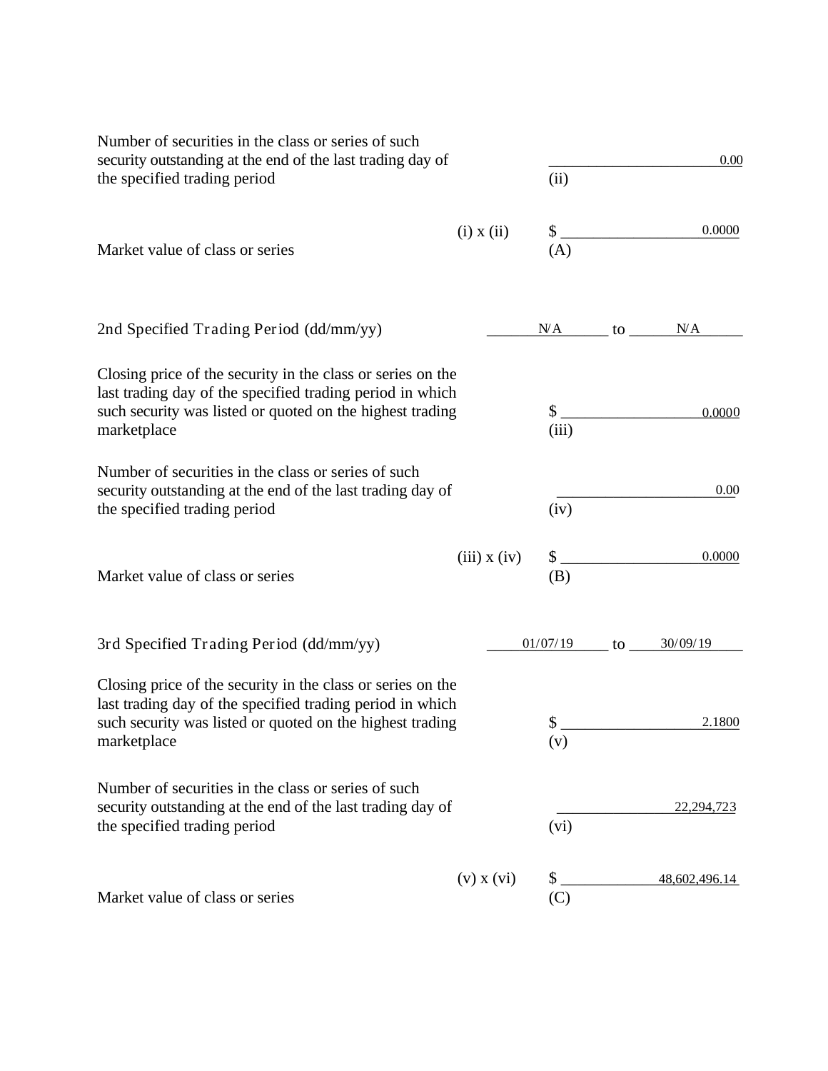| | | |
|---|---|---|
| Number of securities in the class or series of such security outstanding at the end of the last trading day of the specified trading period | | 0.00 (ii) |
| Market value of class or series | (i) x (ii) | $ 0.0000 (A) |
| 2nd Specified Trading Period (dd/mm/yy) | | N/A to N/A |
| Closing price of the security in the class or series on the last trading day of the specified trading period in which such security was listed or quoted on the highest trading marketplace | | $ 0.0000 (iii) |
| Number of securities in the class or series of such security outstanding at the end of the last trading day of the specified trading period | | 0.00 (iv) |
| Market value of class or series | (iii) x (iv) | $ 0.0000 (B) |
| 3rd Specified Trading Period (dd/mm/yy) | | 01/07/19 to 30/09/19 |
| Closing price of the security in the class or series on the last trading day of the specified trading period in which such security was listed or quoted on the highest trading marketplace | | $ 2.1800 (v) |
| Number of securities in the class or series of such security outstanding at the end of the last trading day of the specified trading period | | 22,294,723 (vi) |
| Market value of class or series | (v) x (vi) | $ 48,602,496.14 (C) |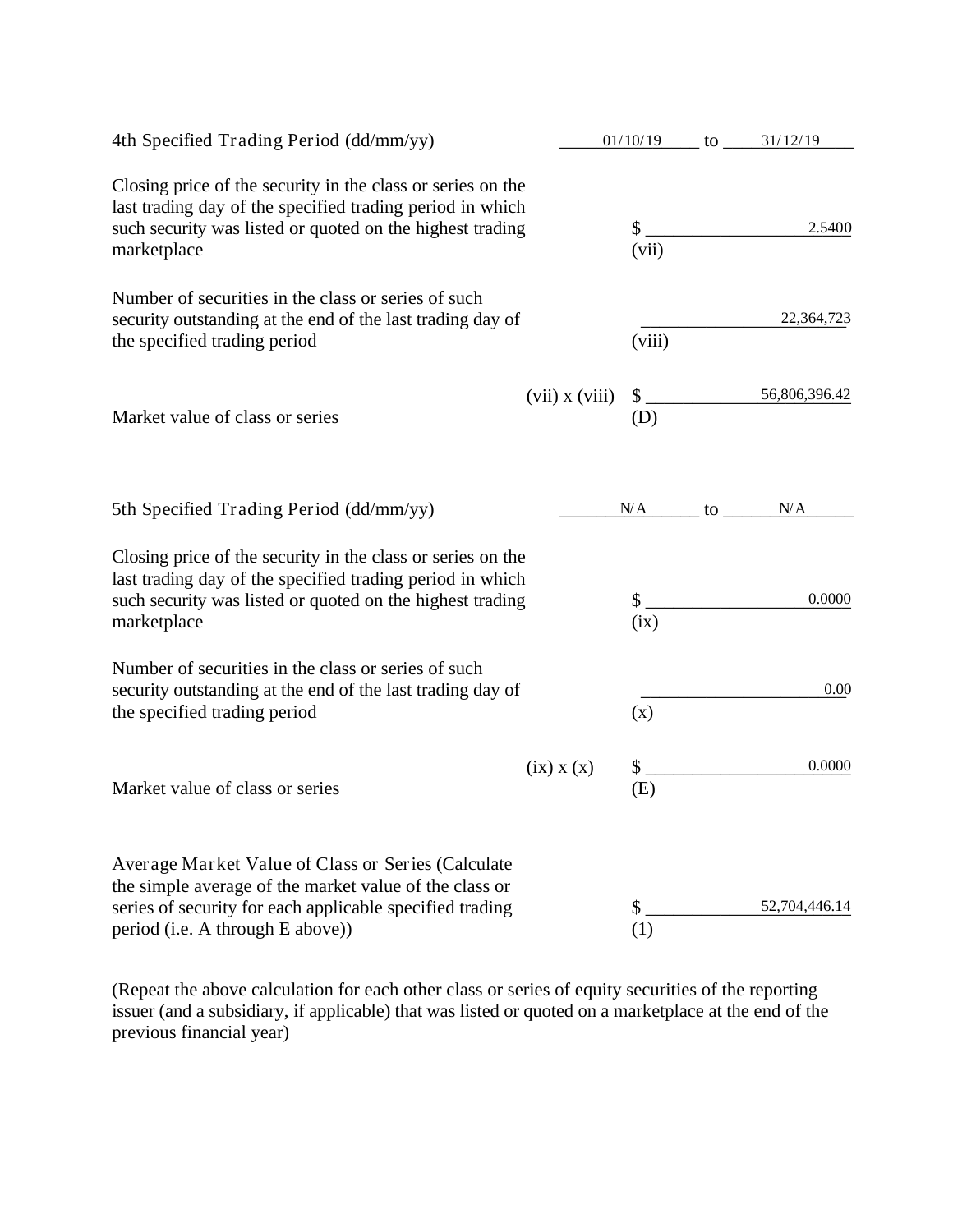| | | |
|---|---|---|
| 4th Specified Trading Period (dd/mm/yy) | | 01/10/19 to 31/12/19 |
| Closing price of the security in the class or series on the last trading day of the specified trading period in which such security was listed or quoted on the highest trading marketplace | | $ 2.5400 (vii) |
| Number of securities in the class or series of such security outstanding at the end of the last trading day of the specified trading period | | 22,364,723 (viii) |
| Market value of class or series | (vii) x (viii) | $ 56,806,396.42 (D) |
| 5th Specified Trading Period (dd/mm/yy) | | N/A to N/A |
| Closing price of the security in the class or series on the last trading day of the specified trading period in which such security was listed or quoted on the highest trading marketplace | | $ 0.0000 (ix) |
| Number of securities in the class or series of such security outstanding at the end of the last trading day of the specified trading period | | 0.00 (x) |
| Market value of class or series | (ix) x (x) | $ 0.0000 (E) |
| Average Market Value of Class or Series (Calculate the simple average of the market value of the class or series of security for each applicable specified trading period (i.e. A through E above)) | | $ 52,704,446.14 (1) |

(Repeat the above calculation for each other class or series of equity securities of the reporting issuer (and a subsidiary, if applicable) that was listed or quoted on a marketplace at the end of the previous financial year)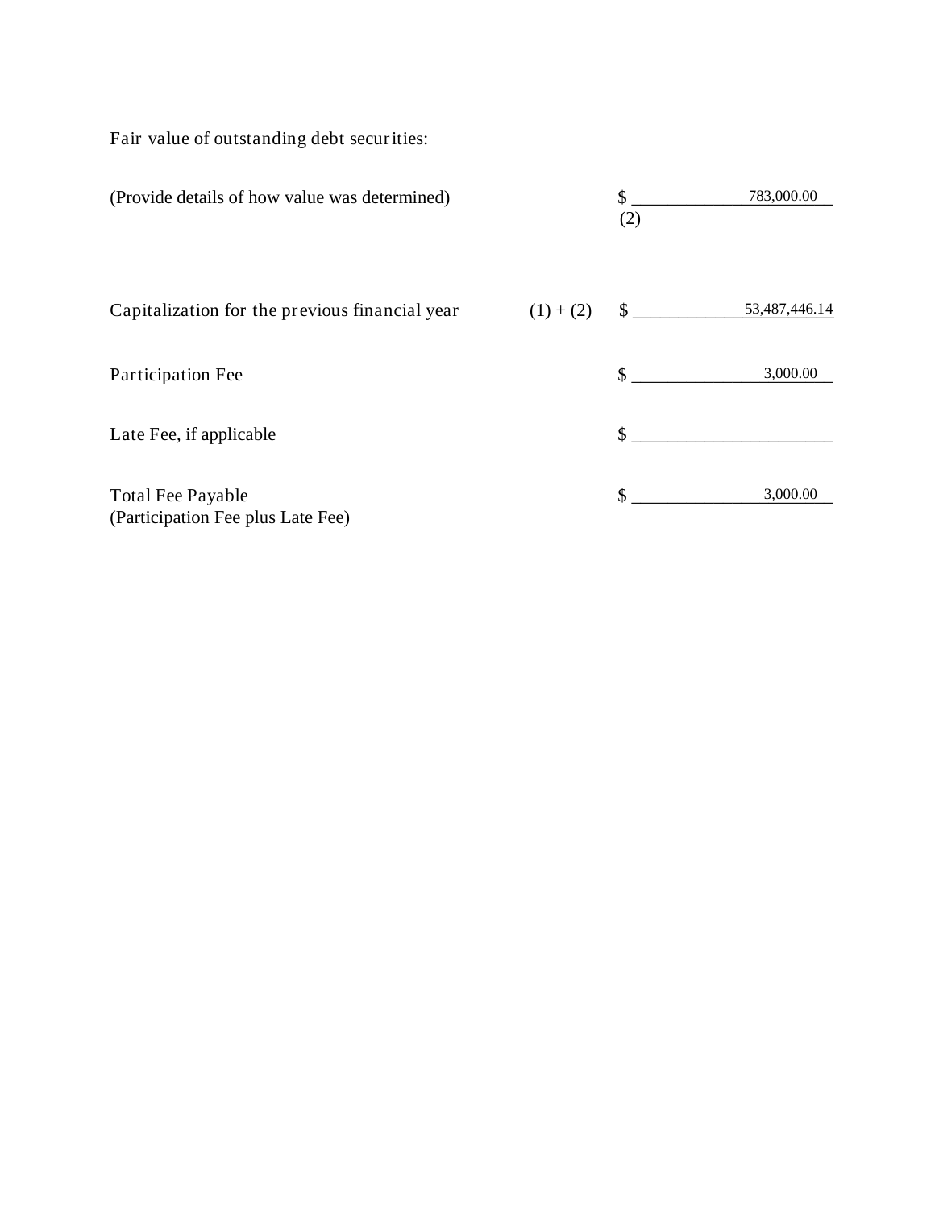Fair value of outstanding debt securities:

| | | |
|---|---|---|
| (Provide details of how value was determined) | | $ 783,000.00 (2) |
| Capitalization for the previous financial year | (1) + (2) | $ 53,487,446.14 |
| Participation Fee | | $ 3,000.00 |
| Late Fee, if applicable | | $ |
| Total Fee Payable (Participation Fee plus Late Fee) | | $ 3,000.00 |